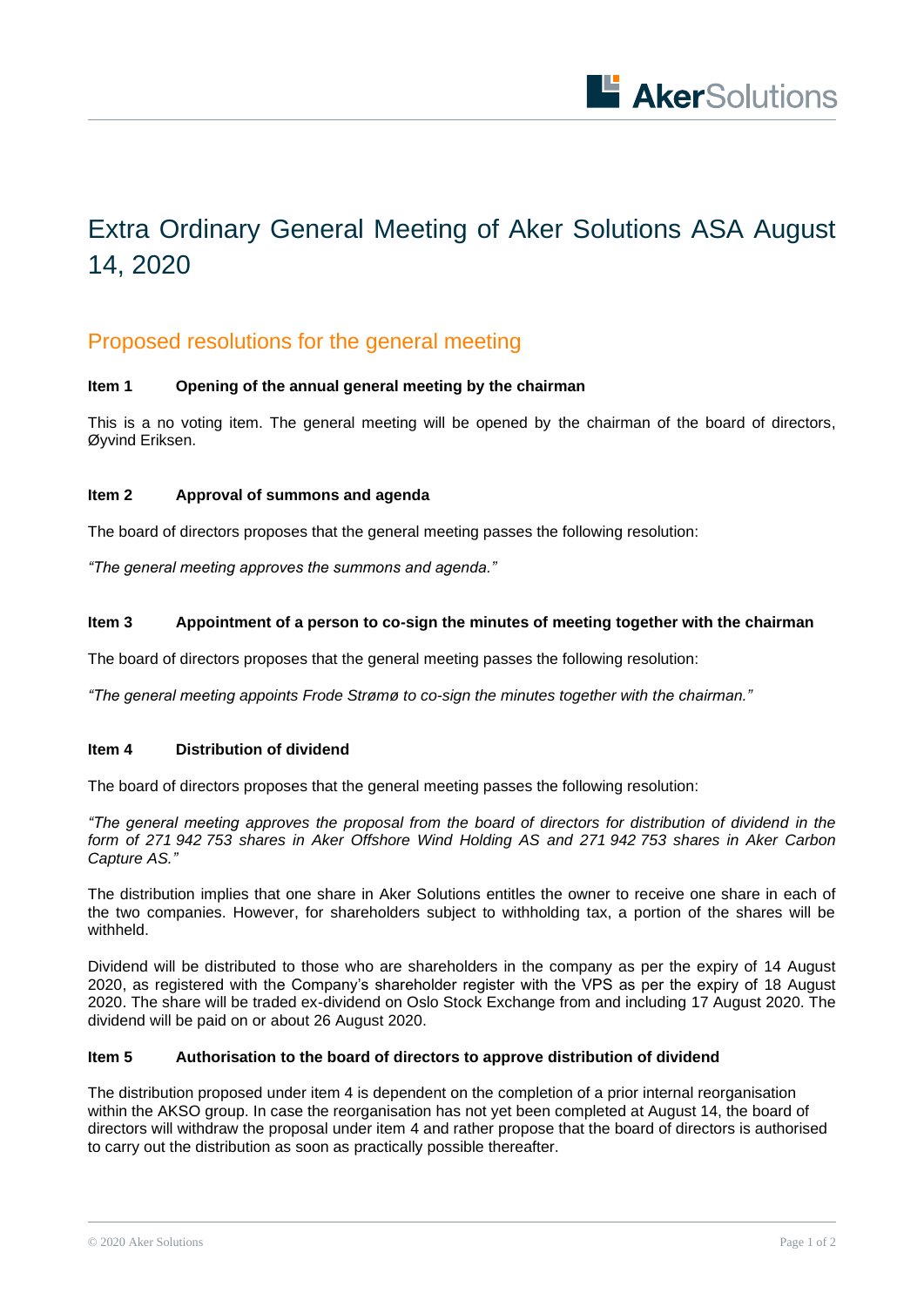# Extra Ordinary General Meeting of Aker Solutions ASA August 14, 2020

## Proposed resolutions for the general meeting

**Item 1 Opening of the annual general meeting by the chairman**

This is a no voting item. The general meeting will be opened by the chairman of the board of directors, Øyvind Eriksen.

**Item 2 Approval of summons and agenda**

The board of directors proposes that the general meeting passes the following resolution:

*"The general meeting approves the summons and agenda."*

**Item 3 Appointment of a person to co-sign the minutes of meeting together with the chairman**

The board of directors proposes that the general meeting passes the following resolution:

*"The general meeting appoints Frode Strømø to co-sign the minutes together with the chairman."*

**Item 4 Distribution of dividend**

The board of directors proposes that the general meeting passes the following resolution:

*"The general meeting approves the proposal from the board of directors for distribution of dividend in the form of 271 942 753 shares in Aker Offshore Wind Holding AS and 271 942 753 shares in Aker Carbon Capture AS."*

The distribution implies that one share in Aker Solutions entitles the owner to receive one share in each of the two companies. However, for shareholders subject to withholding tax, a portion of the shares will be withheld.

Dividend will be distributed to those who are shareholders in the company as per the expiry of 14 August 2020, as registered with the Company's shareholder register with the VPS as per the expiry of 18 August 2020. The share will be traded ex-dividend on Oslo Stock Exchange from and including 17 August 2020. The dividend will be paid on or about 26 August 2020.

**Item 5 Authorisation to the board of directors to approve distribution of dividend**

The distribution proposed under item 4 is dependent on the completion of a prior internal reorganisation within the AKSO group. In case the reorganisation has not yet been completed at August 14, the board of directors will withdraw the proposal under item 4 and rather propose that the board of directors is authorised to carry out the distribution as soon as practically possible thereafter.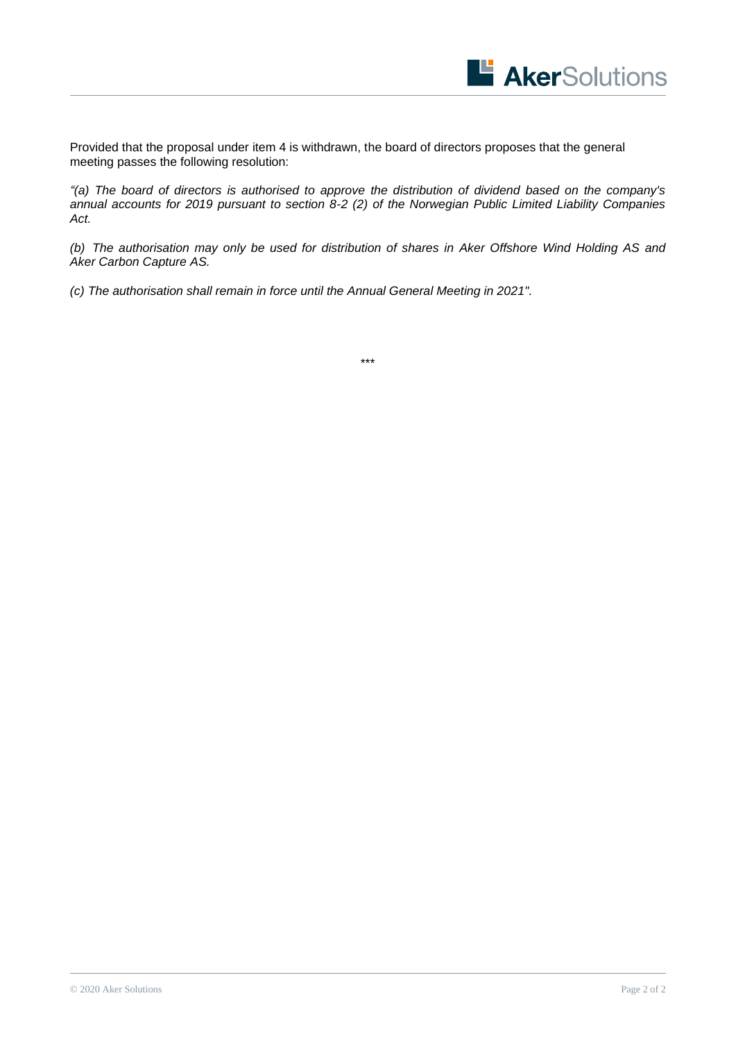Provided that the proposal under item 4 is withdrawn, the board of directors proposes that the general meeting passes the following resolution:

*"(a) The board of directors is authorised to approve the distribution of dividend based on the company's annual accounts for 2019 pursuant to section 8-2 (2) of the Norwegian Public Limited Liability Companies Act.*

*(b) The authorisation may only be used for distribution of shares in Aker Offshore Wind Holding AS and Aker Carbon Capture AS.*

*(c) The authorisation shall remain in force until the Annual General Meeting in 2021".*

***